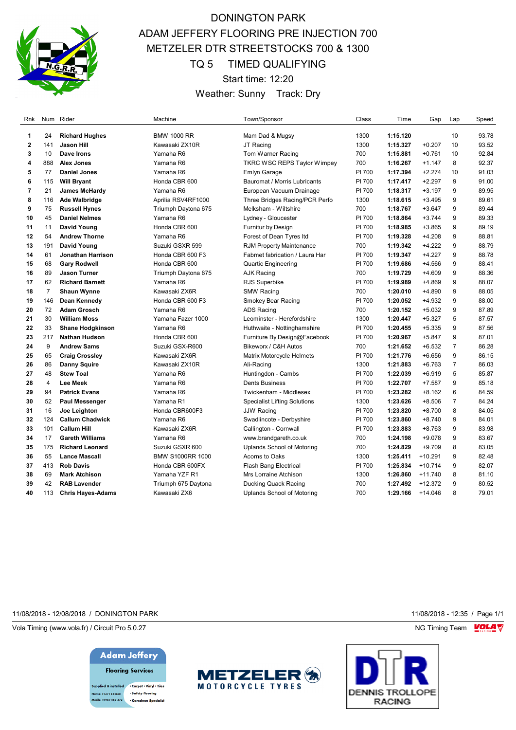# DONINGTON PARK

## ADAM JEFFERY FLOORING PRE INJECTION 700
## METZELER DTR STREETSTOCKS 700 & 1300
## TQ 5 TIMED QUALIFYING

Start time: 12:20

Weather: Sunny Track: Dry

| Rnk | Num | Rider | Machine | Town/Sponsor | Class | Time | Gap | Lap | Speed |
|---|---|---|---|---|---|---|---|---|---|
| 1 | 24 | **Richard Hughes** | BMW 1000 RR | Mam Dad & Mugsy | 1300 | **1:15.120** | | 10 | 93.78 |
| 2 | 141 | **Jason Hill** | Kawasaki ZX10R | JT Racing | 1300 | **1:15.327** | +0.207 | 10 | 93.52 |
| 3 | 10 | **Dave Irons** | Yamaha R6 | Tom Warner Racing | 700 | **1:15.881** | +0.761 | 10 | 92.84 |
| 4 | 888 | **Alex Jones** | Yamaha R6 | TKRC WSC REPS Taylor Wimpey | 700 | **1:16.267** | +1.147 | 8 | 92.37 |
| 5 | 77 | **Daniel Jones** | Yamaha R6 | Emlyn Garage | PI 700 | **1:17.394** | +2.274 | 10 | 91.03 |
| 6 | 115 | **Will Bryant** | Honda CBR 600 | Bauromat / Morris Lubricants | PI 700 | **1:17.417** | +2.297 | 9 | 91.00 |
| 7 | 21 | **James McHardy** | Yamaha R6 | European Vacuum Drainage | PI 700 | **1:18.317** | +3.197 | 9 | 89.95 |
| 8 | 116 | **Ade Walbridge** | Aprilia RSV4RF1000 | Three Bridges Racing/PCR Perfo | 1300 | **1:18.615** | +3.495 | 9 | 89.61 |
| 9 | 75 | **Russell Hynes** | Triumph Daytona 675 | Melksham - Wiltshire | 700 | **1:18.767** | +3.647 | 9 | 89.44 |
| 10 | 45 | **Daniel Nelmes** | Yamaha R6 | Lydney - Gloucester | PI 700 | **1:18.864** | +3.744 | 9 | 89.33 |
| 11 | 11 | **David Young** | Honda CBR 600 | Furnitur by Design | PI 700 | **1:18.985** | +3.865 | 9 | 89.19 |
| 12 | 54 | **Andrew Thorne** | Yamaha R6 | Forest of Dean Tyres ltd | PI 700 | **1:19.328** | +4.208 | 9 | 88.81 |
| 13 | 191 | **David Young** | Suzuki GSXR 599 | RJM Property Maintenance | 700 | **1:19.342** | +4.222 | 9 | 88.79 |
| 14 | 61 | **Jonathan Harrison** | Honda CBR 600 F3 | Fabmet fabrication / Laura Har | PI 700 | **1:19.347** | +4.227 | 9 | 88.78 |
| 15 | 68 | **Gary Rodwell** | Yamaha R6 | Quartic Engineering | PI 700 | **1:19.686** | +4.566 | 9 | 88.41 |
| 16 | 89 | **Jason Turner** | Triumph Daytona 675 | AJK Racing | 700 | **1:19.729** | +4.609 | 9 | 88.36 |
| 17 | 62 | **Richard Barnett** | Yamaha R6 | RJS Superbike | PI 700 | **1:19.989** | +4.869 | 9 | 88.07 |
| 18 | 7 | **Shaun Wynne** | Kawasaki ZX6R | SMW Racing | 700 | **1:20.010** | +4.890 | 9 | 88.05 |
| 19 | 146 | **Dean Kennedy** | Honda CBR 600 F3 | Smokey Bear Racing | PI 700 | **1:20.052** | +4.932 | 9 | 88.00 |
| 20 | 72 | **Adam Grosch** | Yamaha R6 | ADS Racing | 700 | **1:20.152** | +5.032 | 9 | 87.89 |
| 21 | 30 | **William Moss** | Yamaha Fazer 1000 | Leominster - Herefordshire | 1300 | **1:20.447** | +5.327 | 5 | 87.57 |
| 22 | 33 | **Shane Hodgkinson** | Yamaha R6 | Huthwaite - Nottinghamshire | PI 700 | **1:20.455** | +5.335 | 9 | 87.56 |
| 23 | 217 | **Nathan Hudson** | Honda CBR 600 | Furniture By Design@Facebook | PI 700 | **1:20.967** | +5.847 | 9 | 87.01 |
| 24 | 9 | **Andrew Sams** | Suzuki GSX-R600 | Bikeworx / C&H Autos | 700 | **1:21.652** | +6.532 | 7 | 86.28 |
| 25 | 65 | **Craig Crossley** | Kawasaki ZX6R | Matrix Motorcycle Helmets | PI 700 | **1:21.776** | +6.656 | 9 | 86.15 |
| 26 | 86 | **Danny Squire** | Kawasaki ZX10R | Ali-Racing | 1300 | **1:21.883** | +6.763 | 7 | 86.03 |
| 27 | 48 | **Stew Toal** | Yamaha R6 | Huntingdon - Cambs | PI 700 | **1:22.039** | +6.919 | 5 | 85.87 |
| 28 | 4 | **Lee Meek** | Yamaha R6 | Dents Business | PI 700 | **1:22.707** | +7.587 | 9 | 85.18 |
| 29 | 94 | **Patrick Evans** | Yamaha R6 | Twickenham - Middlesex | PI 700 | **1:23.282** | +8.162 | 6 | 84.59 |
| 30 | 52 | **Paul Messenger** | Yamaha R1 | Specialist Lifting Solutions | 1300 | **1:23.626** | +8.506 | 7 | 84.24 |
| 31 | 16 | **Joe Leighton** | Honda CBR600F3 | JJW Racing | PI 700 | **1:23.820** | +8.700 | 8 | 84.05 |
| 32 | 124 | **Callum Chadwick** | Yamaha R6 | Swadlincote - Derbyshire | PI 700 | **1:23.860** | +8.740 | 9 | 84.01 |
| 33 | 101 | **Callum Hill** | Kawasaki ZX6R | Callington - Cornwall | PI 700 | **1:23.883** | +8.763 | 9 | 83.98 |
| 34 | 17 | **Gareth Williams** | Yamaha R6 | www.brandgareth.co.uk | 700 | **1:24.198** | +9.078 | 9 | 83.67 |
| 35 | 175 | **Richard Leonard** | Suzuki GSXR 600 | Uplands School of Motoring | 700 | **1:24.829** | +9.709 | 8 | 83.05 |
| 36 | 55 | **Lance Mascall** | BMW S1000RR 1000 | Acorns to Oaks | 1300 | **1:25.411** | +10.291 | 9 | 82.48 |
| 37 | 413 | **Rob Davis** | Honda CBR 600FX | Flash Bang Electrical | PI 700 | **1:25.834** | +10.714 | 9 | 82.07 |
| 38 | 69 | **Mark Atchison** | Yamaha YZF R1 | Mrs Lorraine Atchison | 1300 | **1:26.860** | +11.740 | 8 | 81.10 |
| 39 | 42 | **RAB Lavender** | Triumph 675 Daytona | Ducking Quack Racing | 700 | **1:27.492** | +12.372 | 9 | 80.52 |
| 40 | 113 | **Chris Hayes-Adams** | Kawasaki ZX6 | Uplands School of Motoring | 700 | **1:29.166** | +14.046 | 8 | 79.01 |

11/08/2018 - 12/08/2018 / DONINGTON PARK

11/08/2018 - 12:35 / Page 1/1

Vola Timing (www.vola.fr) / Circuit Pro 5.0.27

NG Timing Team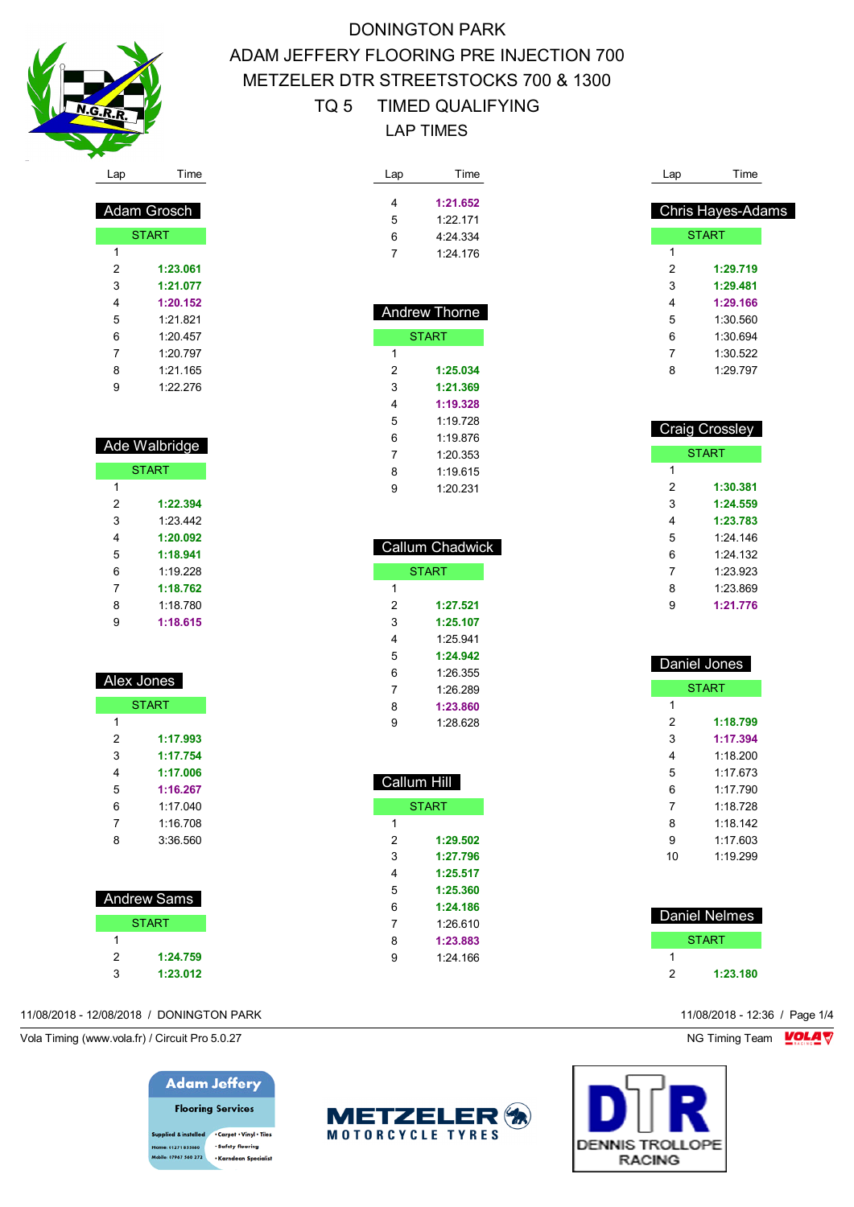# DONINGTON PARK

## ADAM JEFFERY FLOORING PRE INJECTION 700
## METZELER DTR STREETSTOCKS 700 & 1300
## TQ 5 TIMED QUALIFYING
## LAP TIMES

### Adam Grosch

| Lap | Time |
|---|---|
| START | |
| 1 | |
| 2 | **1:23.061** |
| 3 | **1:21.077** |
| 4 | **1:20.152** |
| 5 | 1:21.821 |
| 6 | 1:20.457 |
| 7 | 1:20.797 |
| 8 | 1:21.165 |
| 9 | 1:22.276 |

### Ade Walbridge

| Lap | Time |
|---|---|
| START | |
| 1 | |
| 2 | **1:22.394** |
| 3 | 1:23.442 |
| 4 | **1:20.092** |
| 5 | **1:18.941** |
| 6 | 1:19.228 |
| 7 | **1:18.762** |
| 8 | 1:18.780 |
| 9 | **1:18.615** |

### Alex Jones

| Lap | Time |
|---|---|
| START | |
| 1 | |
| 2 | **1:17.993** |
| 3 | **1:17.754** |
| 4 | **1:17.006** |
| 5 | **1:16.267** |
| 6 | 1:17.040 |
| 7 | 1:16.708 |
| 8 | 3:36.560 |

### Andrew Sams

| Lap | Time |
|---|---|
| START | |
| 1 | |
| 2 | **1:24.759** |
| 3 | **1:23.012** |
| 4 | **1:21.652** |
| 5 | 1:22.171 |
| 6 | 4:24.334 |
| 7 | 1:24.176 |

### Andrew Thorne

| Lap | Time |
|---|---|
| START | |
| 1 | |
| 2 | **1:25.034** |
| 3 | **1:21.369** |
| 4 | **1:19.328** |
| 5 | 1:19.728 |
| 6 | 1:19.876 |
| 7 | 1:20.353 |
| 8 | 1:19.615 |
| 9 | 1:20.231 |

### Callum Chadwick

| Lap | Time |
|---|---|
| START | |
| 1 | |
| 2 | **1:27.521** |
| 3 | **1:25.107** |
| 4 | 1:25.941 |
| 5 | **1:24.942** |
| 6 | 1:26.355 |
| 7 | 1:26.289 |
| 8 | **1:23.860** |
| 9 | 1:28.628 |

### Callum Hill

| Lap | Time |
|---|---|
| START | |
| 1 | |
| 2 | **1:29.502** |
| 3 | **1:27.796** |
| 4 | **1:25.517** |
| 5 | **1:25.360** |
| 6 | **1:24.186** |
| 7 | 1:26.610 |
| 8 | **1:23.883** |
| 9 | 1:24.166 |

### Chris Hayes-Adams

| Lap | Time |
|---|---|
| START | |
| 1 | |
| 2 | **1:29.719** |
| 3 | **1:29.481** |
| 4 | **1:29.166** |
| 5 | 1:30.560 |
| 6 | 1:30.694 |
| 7 | 1:30.522 |
| 8 | 1:29.797 |

### Craig Crossley

| Lap | Time |
|---|---|
| START | |
| 1 | |
| 2 | **1:30.381** |
| 3 | **1:24.559** |
| 4 | **1:23.783** |
| 5 | 1:24.146 |
| 6 | 1:24.132 |
| 7 | 1:23.923 |
| 8 | 1:23.869 |
| 9 | **1:21.776** |

### Daniel Jones

| Lap | Time |
|---|---|
| START | |
| 1 | |
| 2 | **1:18.799** |
| 3 | **1:17.394** |
| 4 | 1:18.200 |
| 5 | 1:17.673 |
| 6 | 1:17.790 |
| 7 | 1:18.728 |
| 8 | 1:18.142 |
| 9 | 1:17.603 |
| 10 | 1:19.299 |

### Daniel Nelmes

| Lap | Time |
|---|---|
| START | |
| 1 | |
| 2 | **1:23.180** |

11/08/2018 - 12/08/2018 / DONINGTON PARK

Vola Timing (www.vola.fr) / Circuit Pro 5.0.27

11/08/2018 - 12:36

NG Timing Team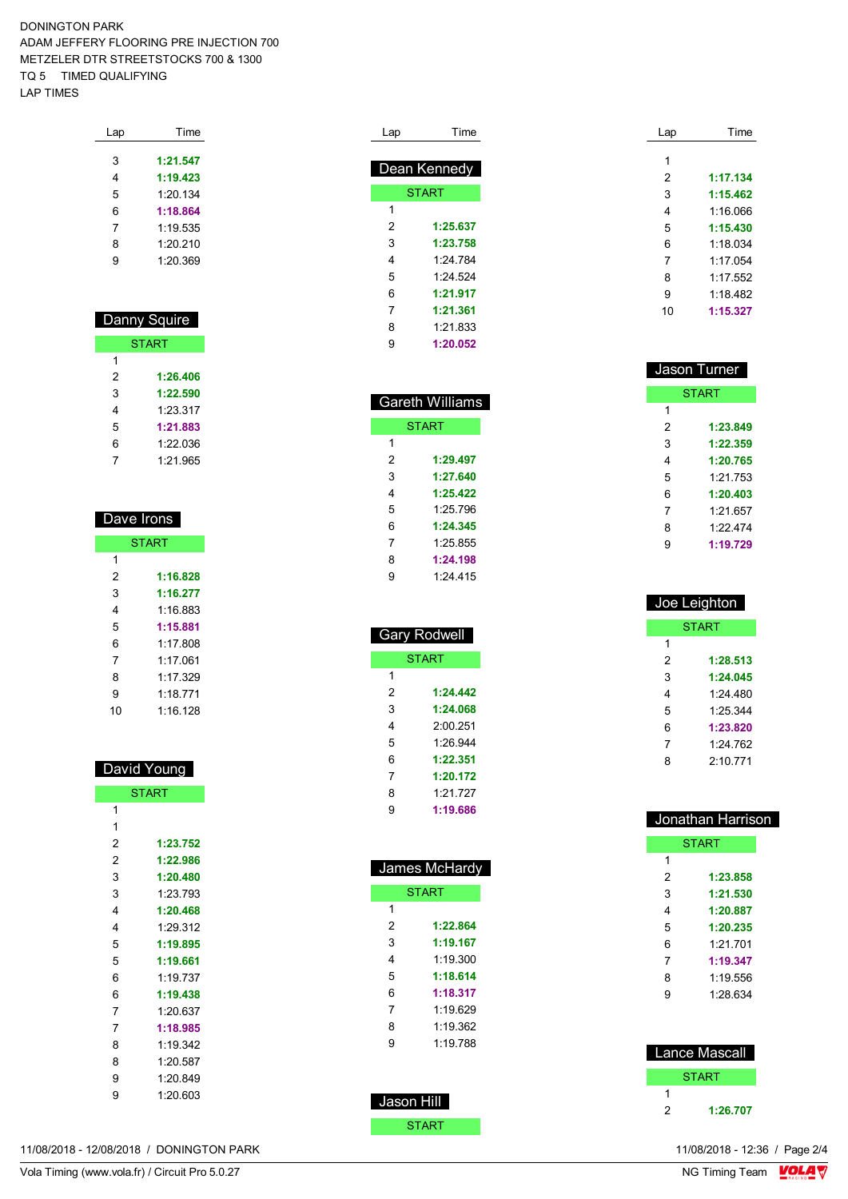DONINGTON PARK
ADAM JEFFERY FLOORING PRE INJECTION 700
METZELER DTR STREETSTOCKS 700 & 1300
TQ 5 TIMED QUALIFYING
LAP TIMES

| Lap | Time |
|---|---|
| 3 | **1:21.547** |
| 4 | **1:19.423** |
| 5 | 1:20.134 |
| 6 | **1:18.864** |
| 7 | 1:19.535 |
| 8 | 1:20.210 |
| 9 | 1:20.369 |

## Danny Squire

| Lap | Time |
|---|---|
| START | |
| 1 | |
| 2 | **1:26.406** |
| 3 | **1:22.590** |
| 4 | 1:23.317 |
| 5 | **1:21.883** |
| 6 | 1:22.036 |
| 7 | 1:21.965 |

## Dave Irons

| Lap | Time |
|---|---|
| START | |
| 1 | |
| 2 | **1:16.828** |
| 3 | **1:16.277** |
| 4 | 1:16.883 |
| 5 | **1:15.881** |
| 6 | 1:17.808 |
| 7 | 1:17.061 |
| 8 | 1:17.329 |
| 9 | 1:18.771 |
| 10 | 1:16.128 |

## David Young

| Lap | Time |
|---|---|
| START | |
| 1 | |
| 1 | |
| 2 | **1:23.752** |
| 2 | **1:22.986** |
| 3 | **1:20.480** |
| 3 | 1:23.793 |
| 4 | **1:20.468** |
| 4 | 1:29.312 |
| 5 | **1:19.895** |
| 5 | **1:19.661** |
| 6 | 1:19.737 |
| 6 | **1:19.438** |
| 7 | 1:20.637 |
| 7 | **1:18.985** |
| 8 | 1:19.342 |
| 8 | 1:20.587 |
| 9 | 1:20.849 |
| 9 | 1:20.603 |

## Dean Kennedy

| Lap | Time |
|---|---|
| START | |
| 1 | |
| 2 | **1:25.637** |
| 3 | **1:23.758** |
| 4 | 1:24.784 |
| 5 | 1:24.524 |
| 6 | **1:21.917** |
| 7 | **1:21.361** |
| 8 | 1:21.833 |
| 9 | **1:20.052** |

## Gareth Williams

| Lap | Time |
|---|---|
| START | |
| 1 | |
| 2 | **1:29.497** |
| 3 | **1:27.640** |
| 4 | **1:25.422** |
| 5 | 1:25.796 |
| 6 | **1:24.345** |
| 7 | 1:25.855 |
| 8 | **1:24.198** |
| 9 | 1:24.415 |

## Gary Rodwell

| Lap | Time |
|---|---|
| START | |
| 1 | |
| 2 | **1:24.442** |
| 3 | **1:24.068** |
| 4 | 2:00.251 |
| 5 | 1:26.944 |
| 6 | **1:22.351** |
| 7 | **1:20.172** |
| 8 | 1:21.727 |
| 9 | **1:19.686** |

## James McHardy

| Lap | Time |
|---|---|
| START | |
| 1 | |
| 2 | **1:22.864** |
| 3 | **1:19.167** |
| 4 | 1:19.300 |
| 5 | **1:18.614** |
| 6 | **1:18.317** |
| 7 | 1:19.629 |
| 8 | 1:19.362 |
| 9 | 1:19.788 |

## Jason Hill

| Lap | Time |
|---|---|
| START | |
| 1 | |
| 2 | **1:17.134** |
| 3 | **1:15.462** |
| 4 | 1:16.066 |
| 5 | **1:15.430** |
| 6 | 1:18.034 |
| 7 | 1:17.054 |
| 8 | 1:17.552 |
| 9 | 1:18.482 |
| 10 | **1:15.327** |

## Jason Turner

| Lap | Time |
|---|---|
| START | |
| 1 | |
| 2 | **1:23.849** |
| 3 | **1:22.359** |
| 4 | **1:20.765** |
| 5 | 1:21.753 |
| 6 | **1:20.403** |
| 7 | 1:21.657 |
| 8 | 1:22.474 |
| 9 | **1:19.729** |

## Joe Leighton

| Lap | Time |
|---|---|
| START | |
| 1 | |
| 2 | **1:28.513** |
| 3 | **1:24.045** |
| 4 | 1:24.480 |
| 5 | 1:25.344 |
| 6 | **1:23.820** |
| 7 | 1:24.762 |
| 8 | 2:10.771 |

## Jonathan Harrison

| Lap | Time |
|---|---|
| START | |
| 1 | |
| 2 | **1:23.858** |
| 3 | **1:21.530** |
| 4 | **1:20.887** |
| 5 | **1:20.235** |
| 6 | 1:21.701 |
| 7 | **1:19.347** |
| 8 | 1:19.556 |
| 9 | 1:28.634 |

## Lance Mascall

| Lap | Time |
|---|---|
| START | |
| 1 | |
| 2 | **1:26.707** |

11/08/2018 - 12/08/2018 / DONINGTON PARK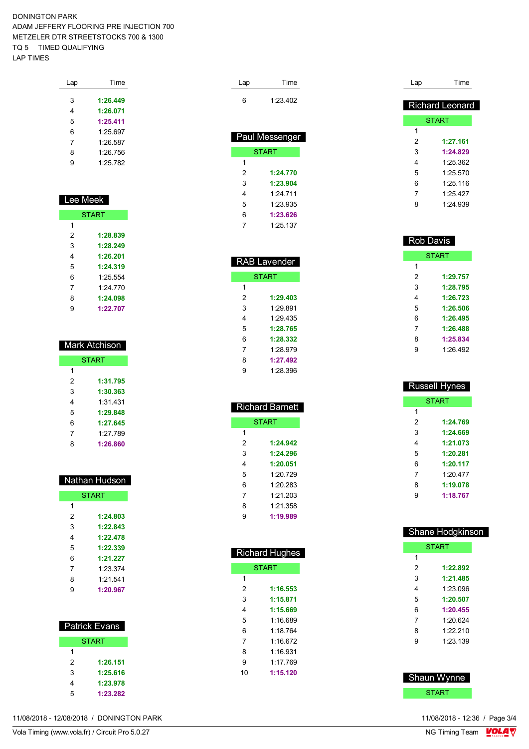DONINGTON PARK
ADAM JEFFERY FLOORING PRE INJECTION 700
METZELER DTR STREETSTOCKS 700 & 1300
TQ 5 TIMED QUALIFYING
LAP TIMES

| Lap | Time |
|---|---|
| 3 | **1:26.449** |
| 4 | **1:26.071** |
| 5 | **1:25.411** |
| 6 | 1:25.697 |
| 7 | 1:26.587 |
| 8 | 1:26.756 |
| 9 | 1:25.782 |

### Lee Meek

| Lap | Time |
|---|---|
| START | |
| 1 | |
| 2 | **1:28.839** |
| 3 | **1:28.249** |
| 4 | **1:26.201** |
| 5 | **1:24.319** |
| 6 | 1:25.554 |
| 7 | 1:24.770 |
| 8 | **1:24.098** |
| 9 | **1:22.707** |

### Mark Atchison

| Lap | Time |
|---|---|
| START | |
| 1 | |
| 2 | **1:31.795** |
| 3 | **1:30.363** |
| 4 | 1:31.431 |
| 5 | **1:29.848** |
| 6 | **1:27.645** |
| 7 | 1:27.789 |
| 8 | **1:26.860** |

### Nathan Hudson

| Lap | Time |
|---|---|
| START | |
| 1 | |
| 2 | **1:24.803** |
| 3 | **1:22.843** |
| 4 | **1:22.478** |
| 5 | **1:22.339** |
| 6 | **1:21.227** |
| 7 | 1:23.374 |
| 8 | 1:21.541 |
| 9 | **1:20.967** |

### Patrick Evans

| Lap | Time |
|---|---|
| START | |
| 1 | |
| 2 | **1:26.151** |
| 3 | **1:25.616** |
| 4 | **1:23.978** |
| 5 | **1:23.282** |

| Lap | Time |
|---|---|
| 6 | 1:23.402 |

### Paul Messenger

| Lap | Time |
|---|---|
| START | |
| 1 | |
| 2 | **1:24.770** |
| 3 | **1:23.904** |
| 4 | 1:24.711 |
| 5 | 1:23.935 |
| 6 | **1:23.626** |
| 7 | 1:25.137 |

### RAB Lavender

| Lap | Time |
|---|---|
| START | |
| 1 | |
| 2 | **1:29.403** |
| 3 | 1:29.891 |
| 4 | 1:29.435 |
| 5 | **1:28.765** |
| 6 | **1:28.332** |
| 7 | 1:28.979 |
| 8 | **1:27.492** |
| 9 | 1:28.396 |

### Richard Barnett

| Lap | Time |
|---|---|
| START | |
| 1 | |
| 2 | **1:24.942** |
| 3 | **1:24.296** |
| 4 | **1:20.051** |
| 5 | 1:20.729 |
| 6 | 1:20.283 |
| 7 | 1:21.203 |
| 8 | 1:21.358 |
| 9 | **1:19.989** |

### Richard Hughes

| Lap | Time |
|---|---|
| START | |
| 1 | |
| 2 | **1:16.553** |
| 3 | **1:15.871** |
| 4 | **1:15.669** |
| 5 | 1:16.689 |
| 6 | 1:18.764 |
| 7 | 1:16.672 |
| 8 | 1:16.931 |
| 9 | 1:17.769 |
| 10 | **1:15.120** |

### Richard Leonard

| Lap | Time |
|---|---|
| START | |
| 1 | |
| 2 | **1:27.161** |
| 3 | **1:24.829** |
| 4 | 1:25.362 |
| 5 | 1:25.570 |
| 6 | 1:25.116 |
| 7 | 1:25.427 |
| 8 | 1:24.939 |

### Rob Davis

| Lap | Time |
|---|---|
| START | |
| 1 | |
| 2 | **1:29.757** |
| 3 | **1:28.795** |
| 4 | **1:26.723** |
| 5 | **1:26.506** |
| 6 | **1:26.495** |
| 7 | **1:26.488** |
| 8 | **1:25.834** |
| 9 | 1:26.492 |

### Russell Hynes

| Lap | Time |
|---|---|
| START | |
| 1 | |
| 2 | **1:24.769** |
| 3 | **1:24.669** |
| 4 | **1:21.073** |
| 5 | **1:20.281** |
| 6 | **1:20.117** |
| 7 | 1:20.477 |
| 8 | **1:19.078** |
| 9 | **1:18.767** |

### Shane Hodgkinson

| Lap | Time |
|---|---|
| START | |
| 1 | |
| 2 | **1:22.892** |
| 3 | **1:21.485** |
| 4 | 1:23.096 |
| 5 | **1:20.507** |
| 6 | **1:20.455** |
| 7 | 1:20.624 |
| 8 | 1:22.210 |
| 9 | 1:23.139 |

### Shaun Wynne

| Lap | Time |
|---|---|
| START | |

11/08/2018 - 12/08/2018 / DONINGTON PARK

11/08/2018 - 12:36

Vola Timing (www.vola.fr) / Circuit Pro 5.0.27

NG Timing Team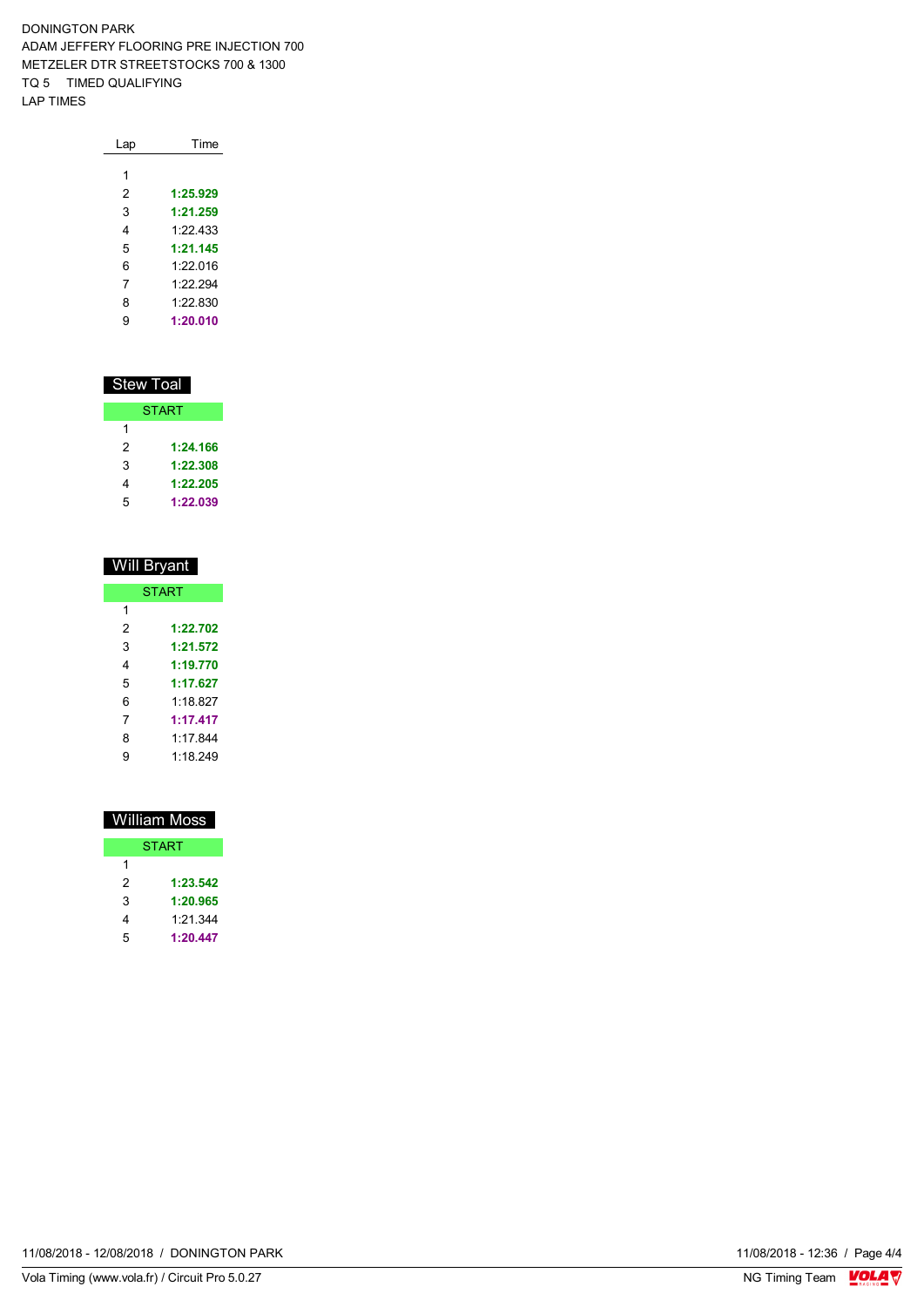DONINGTON PARK
ADAM JEFFERY FLOORING PRE INJECTION 700
METZELER DTR STREETSTOCKS 700 & 1300
TQ 5 TIMED QUALIFYING
LAP TIMES

| Lap | Time |
|---|---|
| 1 | |
| 2 | **1:25.929** |
| 3 | **1:21.259** |
| 4 | 1:22.433 |
| 5 | **1:21.145** |
| 6 | 1:22.016 |
| 7 | 1:22.294 |
| 8 | 1:22.830 |
| 9 | **1:20.010** |

## Stew Toal

| START | |
|---|---|
| 1 | |
| 2 | **1:24.166** |
| 3 | **1:22.308** |
| 4 | **1:22.205** |
| 5 | **1:22.039** |

## Will Bryant

| START | |
|---|---|
| 1 | |
| 2 | **1:22.702** |
| 3 | **1:21.572** |
| 4 | **1:19.770** |
| 5 | **1:17.627** |
| 6 | 1:18.827 |
| 7 | **1:17.417** |
| 8 | 1:17.844 |
| 9 | 1:18.249 |

## William Moss

| START | |
|---|---|
| 1 | |
| 2 | **1:23.542** |
| 3 | **1:20.965** |
| 4 | 1:21.344 |
| 5 | **1:20.447** |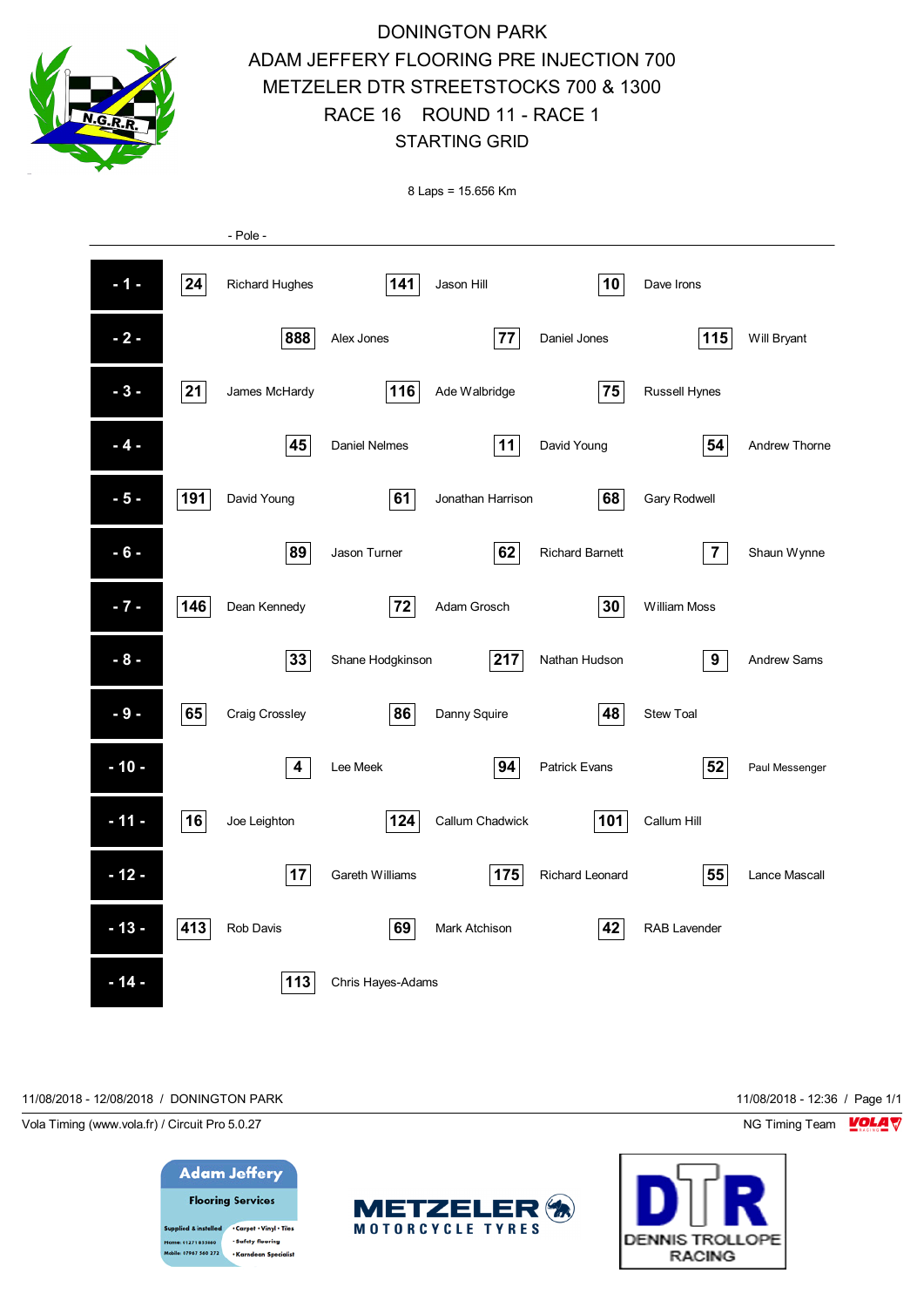# DONINGTON PARK

## ADAM JEFFERY FLOORING PRE INJECTION 700

## METZELER DTR STREETSTOCKS 700 & 1300

## RACE 16 ROUND 11 - RACE 1

## STARTING GRID

8 Laps = 15.656 Km

- Pole -

| Row | No. | Rider | No. | Rider | No. | Rider |
|---|---|---|---|---|---|---|
| - 1 - | 24 | Richard Hughes | 141 | Jason Hill | 10 | Dave Irons |
| - 2 - | 888 | Alex Jones | 77 | Daniel Jones | 115 | Will Bryant |
| - 3 - | 21 | James McHardy | 116 | Ade Walbridge | 75 | Russell Hynes |
| - 4 - | 45 | Daniel Nelmes | 11 | David Young | 54 | Andrew Thorne |
| - 5 - | 191 | David Young | 61 | Jonathan Harrison | 68 | Gary Rodwell |
| - 6 - | 89 | Jason Turner | 62 | Richard Barnett | 7 | Shaun Wynne |
| - 7 - | 146 | Dean Kennedy | 72 | Adam Grosch | 30 | William Moss |
| - 8 - | 33 | Shane Hodgkinson | 217 | Nathan Hudson | 9 | Andrew Sams |
| - 9 - | 65 | Craig Crossley | 86 | Danny Squire | 48 | Stew Toal |
| - 10 - | 4 | Lee Meek | 94 | Patrick Evans | 52 | Paul Messenger |
| - 11 - | 16 | Joe Leighton | 124 | Callum Chadwick | 101 | Callum Hill |
| - 12 - | 17 | Gareth Williams | 175 | Richard Leonard | 55 | Lance Mascall |
| - 13 - | 413 | Rob Davis | 69 | Mark Atchison | 42 | RAB Lavender |
| - 14 - | 113 | Chris Hayes-Adams | | | | |

11/08/2018 - 12/08/2018 / DONINGTON PARK — 11/08/2018 - 12:36

Vola Timing (www.vola.fr) / Circuit Pro 5.0.27 — NG Timing Team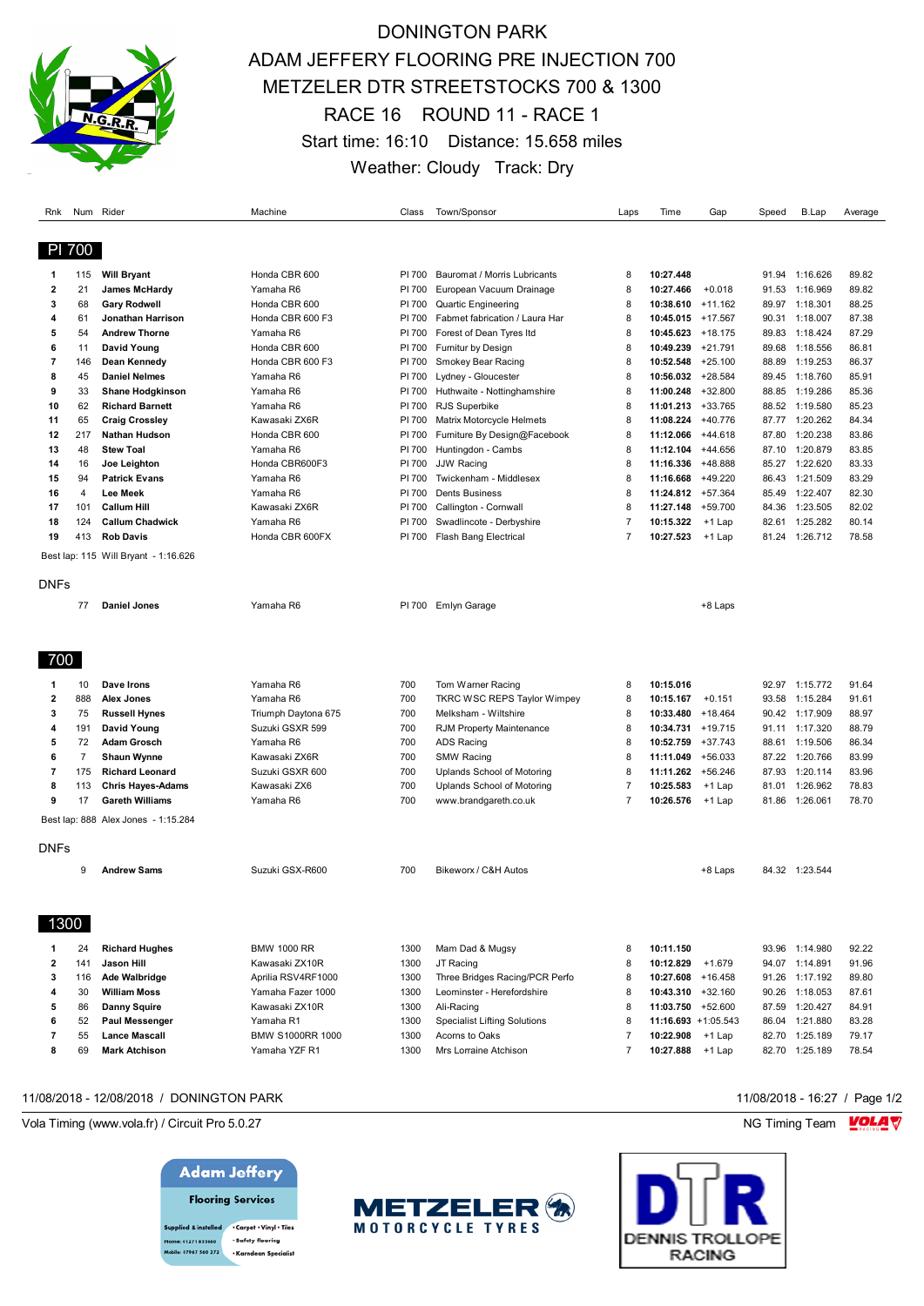# DONINGTON PARK

## ADAM JEFFERY FLOORING PRE INJECTION 700
## METZELER DTR STREETSTOCKS 700 & 1300
## RACE 16 ROUND 11 - RACE 1

Start time: 16:10 Distance: 15.658 miles

Weather: Cloudy Track: Dry

### PI 700

| Rnk | Num | Rider | Machine | Class | Town/Sponsor | Laps | Time | Gap | Speed | B.Lap | Average |
|---|---|---|---|---|---|---|---|---|---|---|---|
| 1 | 115 | **Will Bryant** | Honda CBR 600 | PI 700 | Bauromat / Morris Lubricants | 8 | **10:27.448** | | 91.94 | 1:16.626 | 89.82 |
| 2 | 21 | **James McHardy** | Yamaha R6 | PI 700 | European Vacuum Drainage | 8 | **10:27.466** | +0.018 | 91.53 | 1:16.969 | 89.82 |
| 3 | 68 | **Gary Rodwell** | Honda CBR 600 | PI 700 | Quartic Engineering | 8 | **10:38.610** | +11.162 | 89.97 | 1:18.301 | 88.25 |
| 4 | 61 | **Jonathan Harrison** | Honda CBR 600 F3 | PI 700 | Fabmet fabrication / Laura Har | 8 | **10:45.015** | +17.567 | 90.31 | 1:18.007 | 87.38 |
| 5 | 54 | **Andrew Thorne** | Yamaha R6 | PI 700 | Forest of Dean Tyres ltd | 8 | **10:45.623** | +18.175 | 89.83 | 1:18.424 | 87.29 |
| 6 | 11 | **David Young** | Honda CBR 600 | PI 700 | Furnitur by Design | 8 | **10:49.239** | +21.791 | 89.68 | 1:18.556 | 86.81 |
| 7 | 146 | **Dean Kennedy** | Honda CBR 600 F3 | PI 700 | Smokey Bear Racing | 8 | **10:52.548** | +25.100 | 88.89 | 1:19.253 | 86.37 |
| 8 | 45 | **Daniel Nelmes** | Yamaha R6 | PI 700 | Lydney - Gloucester | 8 | **10:56.032** | +28.584 | 89.45 | 1:18.760 | 85.91 |
| 9 | 33 | **Shane Hodgkinson** | Yamaha R6 | PI 700 | Huthwaite - Nottinghamshire | 8 | **11:00.248** | +32.800 | 88.85 | 1:19.286 | 85.36 |
| 10 | 62 | **Richard Barnett** | Yamaha R6 | PI 700 | RJS Superbike | 8 | **11:01.213** | +33.765 | 88.52 | 1:19.580 | 85.23 |
| 11 | 65 | **Craig Crossley** | Kawasaki ZX6R | PI 700 | Matrix Motorcycle Helmets | 8 | **11:08.224** | +40.776 | 87.77 | 1:20.262 | 84.34 |
| 12 | 217 | **Nathan Hudson** | Honda CBR 600 | PI 700 | Furniture By Design@Facebook | 8 | **11:12.066** | +44.618 | 87.80 | 1:20.238 | 83.86 |
| 13 | 48 | **Stew Toal** | Yamaha R6 | PI 700 | Huntingdon - Cambs | 8 | **11:12.104** | +44.656 | 87.10 | 1:20.879 | 83.85 |
| 14 | 16 | **Joe Leighton** | Honda CBR600F3 | PI 700 | JJW Racing | 8 | **11:16.336** | +48.888 | 85.27 | 1:22.620 | 83.33 |
| 15 | 94 | **Patrick Evans** | Yamaha R6 | PI 700 | Twickenham - Middlesex | 8 | **11:16.668** | +49.220 | 86.43 | 1:21.509 | 83.29 |
| 16 | 4 | **Lee Meek** | Yamaha R6 | PI 700 | Dents Business | 8 | **11:24.812** | +57.364 | 85.49 | 1:22.407 | 82.30 |
| 17 | 101 | **Callum Hill** | Kawasaki ZX6R | PI 700 | Callington - Cornwall | 8 | **11:27.148** | +59.700 | 84.36 | 1:23.505 | 82.02 |
| 18 | 124 | **Callum Chadwick** | Yamaha R6 | PI 700 | Swadlincote - Derbyshire | 7 | **10:15.322** | +1 Lap | 82.61 | 1:25.282 | 80.14 |
| 19 | 413 | **Rob Davis** | Honda CBR 600FX | PI 700 | Flash Bang Electrical | 7 | **10:27.523** | +1 Lap | 81.24 | 1:26.712 | 78.58 |

Best lap: 115 Will Bryant - 1:16.626

**DNFs**

| Rnk | Num | Rider | Machine | Class | Town/Sponsor | Laps | Time | Gap | Speed | B.Lap | Average |
|---|---|---|---|---|---|---|---|---|---|---|---|
| | 77 | **Daniel Jones** | Yamaha R6 | PI 700 | Emlyn Garage | | | +8 Laps | | | |

### 700

| Rnk | Num | Rider | Machine | Class | Town/Sponsor | Laps | Time | Gap | Speed | B.Lap | Average |
|---|---|---|---|---|---|---|---|---|---|---|---|
| 1 | 10 | **Dave Irons** | Yamaha R6 | 700 | Tom Warner Racing | 8 | **10:15.016** | | 92.97 | 1:15.772 | 91.64 |
| 2 | 888 | **Alex Jones** | Yamaha R6 | 700 | TKRC WSC REPS Taylor Wimpey | 8 | **10:15.167** | +0.151 | 93.58 | 1:15.284 | 91.61 |
| 3 | 75 | **Russell Hynes** | Triumph Daytona 675 | 700 | Melksham - Wiltshire | 8 | **10:33.480** | +18.464 | 90.42 | 1:17.909 | 88.97 |
| 4 | 191 | **David Young** | Suzuki GSXR 599 | 700 | RJM Property Maintenance | 8 | **10:34.731** | +19.715 | 91.11 | 1:17.320 | 88.79 |
| 5 | 72 | **Adam Grosch** | Yamaha R6 | 700 | ADS Racing | 8 | **10:52.759** | +37.743 | 88.61 | 1:19.506 | 86.34 |
| 6 | 7 | **Shaun Wynne** | Kawasaki ZX6R | 700 | SMW Racing | 8 | **11:11.049** | +56.033 | 87.22 | 1:20.766 | 83.99 |
| 7 | 175 | **Richard Leonard** | Suzuki GSXR 600 | 700 | Uplands School of Motoring | 8 | **11:11.262** | +56.246 | 87.93 | 1:20.114 | 83.96 |
| 8 | 113 | **Chris Hayes-Adams** | Kawasaki ZX6 | 700 | Uplands School of Motoring | 7 | **10:25.583** | +1 Lap | 81.01 | 1:26.962 | 78.83 |
| 9 | 17 | **Gareth Williams** | Yamaha R6 | 700 | www.brandgareth.co.uk | 7 | **10:26.576** | +1 Lap | 81.86 | 1:26.061 | 78.70 |

Best lap: 888 Alex Jones - 1:15.284

**DNFs**

| Rnk | Num | Rider | Machine | Class | Town/Sponsor | Laps | Time | Gap | Speed | B.Lap | Average |
|---|---|---|---|---|---|---|---|---|---|---|---|
| | 9 | **Andrew Sams** | Suzuki GSX-R600 | 700 | Bikeworx / C&H Autos | | | +8 Laps | 84.32 | 1:23.544 | |

### 1300

| Rnk | Num | Rider | Machine | Class | Town/Sponsor | Laps | Time | Gap | Speed | B.Lap | Average |
|---|---|---|---|---|---|---|---|---|---|---|---|
| 1 | 24 | **Richard Hughes** | BMW 1000 RR | 1300 | Mam Dad & Mugsy | 8 | **10:11.150** | | 93.96 | 1:14.980 | 92.22 |
| 2 | 141 | **Jason Hill** | Kawasaki ZX10R | 1300 | JT Racing | 8 | **10:12.829** | +1.679 | 94.07 | 1:14.891 | 91.96 |
| 3 | 116 | **Ade Walbridge** | Aprilia RSV4RF1000 | 1300 | Three Bridges Racing/PCR Perfo | 8 | **10:27.608** | +16.458 | 91.26 | 1:17.192 | 89.80 |
| 4 | 30 | **William Moss** | Yamaha Fazer 1000 | 1300 | Leominster - Herefordshire | 8 | **10:43.310** | +32.160 | 90.26 | 1:18.053 | 87.61 |
| 5 | 86 | **Danny Squire** | Kawasaki ZX10R | 1300 | Ali-Racing | 8 | **11:03.750** | +52.600 | 87.59 | 1:20.427 | 84.91 |
| 6 | 52 | **Paul Messenger** | Yamaha R1 | 1300 | Specialist Lifting Solutions | 8 | **11:16.693** | +1:05.543 | 86.04 | 1:21.880 | 83.28 |
| 7 | 55 | **Lance Mascall** | BMW S1000RR 1000 | 1300 | Acorns to Oaks | 7 | **10:22.908** | +1 Lap | 82.70 | 1:25.189 | 79.17 |
| 8 | 69 | **Mark Atchison** | Yamaha YZF R1 | 1300 | Mrs Lorraine Atchison | 7 | **10:27.888** | +1 Lap | 82.70 | 1:25.189 | 78.54 |

11/08/2018 - 12/08/2018 / DONINGTON PARK — 11/08/2018 - 16:27

Vola Timing (www.vola.fr) / Circuit Pro 5.0.27 — NG Timing Team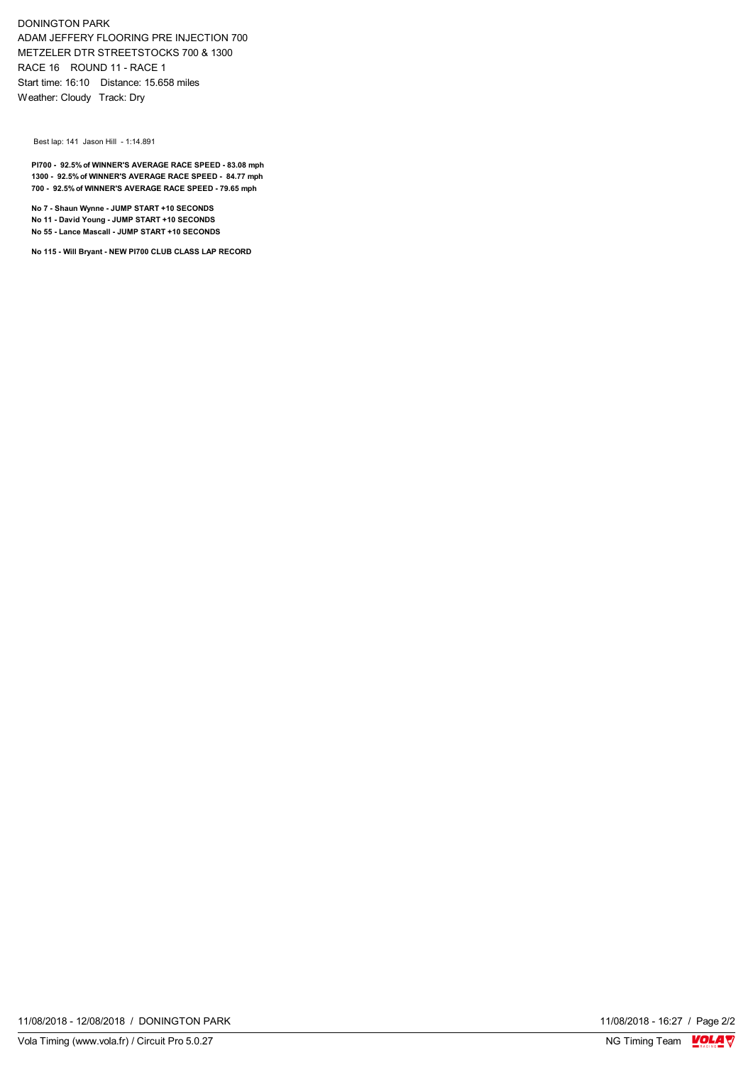DONINGTON PARK
ADAM JEFFERY FLOORING PRE INJECTION 700
METZELER DTR STREETSTOCKS 700 & 1300
RACE 16 ROUND 11 - RACE 1
Start time: 16:10 Distance: 15.658 miles
Weather: Cloudy Track: Dry

Best lap: 141 Jason Hill - 1:14.891

**PI700 - 92.5% of WINNER'S AVERAGE RACE SPEED - 83.08 mph**
**1300 - 92.5% of WINNER'S AVERAGE RACE SPEED - 84.77 mph**
**700 - 92.5% of WINNER'S AVERAGE RACE SPEED - 79.65 mph**

**No 7 - Shaun Wynne - JUMP START +10 SECONDS**
**No 11 - David Young - JUMP START +10 SECONDS**
**No 55 - Lance Mascall - JUMP START +10 SECONDS**

**No 115 - Will Bryant - NEW PI700 CLUB CLASS LAP RECORD**

11/08/2018 - 12/08/2018 / DONINGTON PARK
11/08/2018 - 16:27

Vola Timing (www.vola.fr) / Circuit Pro 5.0.27
NG Timing Team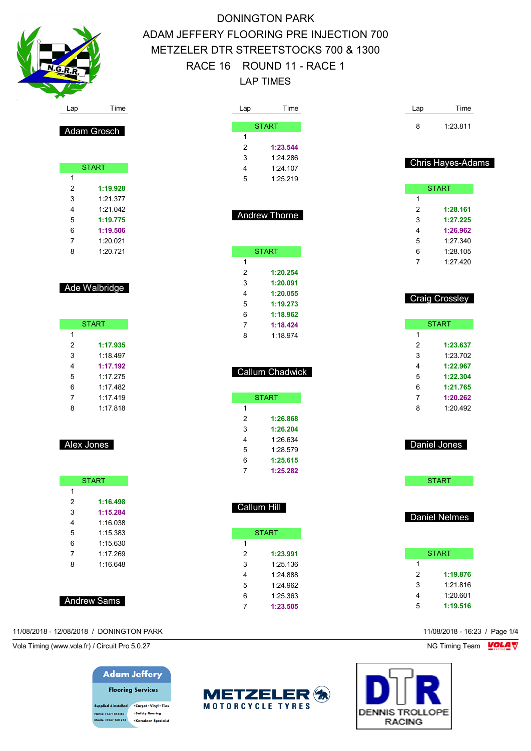# DONINGTON PARK

## ADAM JEFFERY FLOORING PRE INJECTION 700

## METZELER DTR STREETSTOCKS 700 & 1300

## RACE 16 ROUND 11 - RACE 1

## LAP TIMES

### Adam Grosch

| Lap | Time |
|---|---|
| START | |
| 1 | |
| 2 | **1:19.928** |
| 3 | 1:21.377 |
| 4 | 1:21.042 |
| 5 | **1:19.775** |
| 6 | **1:19.506** |
| 7 | 1:20.021 |
| 8 | 1:20.721 |

### Ade Walbridge

| Lap | Time |
|---|---|
| START | |
| 1 | |
| 2 | **1:17.935** |
| 3 | 1:18.497 |
| 4 | **1:17.192** |
| 5 | 1:17.275 |
| 6 | 1:17.482 |
| 7 | 1:17.419 |
| 8 | 1:17.818 |

### Alex Jones

| Lap | Time |
|---|---|
| START | |
| 1 | |
| 2 | **1:16.498** |
| 3 | **1:15.284** |
| 4 | 1:16.038 |
| 5 | 1:15.383 |
| 6 | 1:15.630 |
| 7 | 1:17.269 |
| 8 | 1:16.648 |

### Andrew Sams

| Lap | Time |
|---|---|
| START | |
| 1 | |
| 2 | **1:23.544** |
| 3 | 1:24.286 |
| 4 | 1:24.107 |
| 5 | 1:25.219 |

### Andrew Thorne

| Lap | Time |
|---|---|
| START | |
| 1 | |
| 2 | **1:20.254** |
| 3 | **1:20.091** |
| 4 | **1:20.055** |
| 5 | **1:19.273** |
| 6 | **1:18.962** |
| 7 | **1:18.424** |
| 8 | 1:18.974 |

### Callum Chadwick

| Lap | Time |
|---|---|
| START | |
| 1 | |
| 2 | **1:26.868** |
| 3 | **1:26.204** |
| 4 | 1:26.634 |
| 5 | 1:28.579 |
| 6 | **1:25.615** |
| 7 | **1:25.282** |

### Callum Hill

| Lap | Time |
|---|---|
| START | |
| 1 | |
| 2 | **1:23.991** |
| 3 | 1:25.136 |
| 4 | 1:24.888 |
| 5 | 1:24.962 |
| 6 | 1:25.363 |
| 7 | **1:23.505** |
| 8 | 1:23.811 |

### Chris Hayes-Adams

| Lap | Time |
|---|---|
| START | |
| 1 | |
| 2 | **1:28.161** |
| 3 | **1:27.225** |
| 4 | **1:26.962** |
| 5 | 1:27.340 |
| 6 | 1:28.105 |
| 7 | 1:27.420 |

### Craig Crossley

| Lap | Time |
|---|---|
| START | |
| 1 | |
| 2 | **1:23.637** |
| 3 | 1:23.702 |
| 4 | **1:22.967** |
| 5 | **1:22.304** |
| 6 | **1:21.765** |
| 7 | **1:20.262** |
| 8 | 1:20.492 |

### Daniel Jones

| Lap | Time |
|---|---|
| START | |

### Daniel Nelmes

| Lap | Time |
|---|---|
| START | |
| 1 | |
| 2 | **1:19.876** |
| 3 | 1:21.816 |
| 4 | 1:20.601 |
| 5 | **1:19.516** |

11/08/2018 - 12/08/2018 / DONINGTON PARK

11/08/2018 - 16:23

Vola Timing (www.vola.fr) / Circuit Pro 5.0.27

NG Timing Team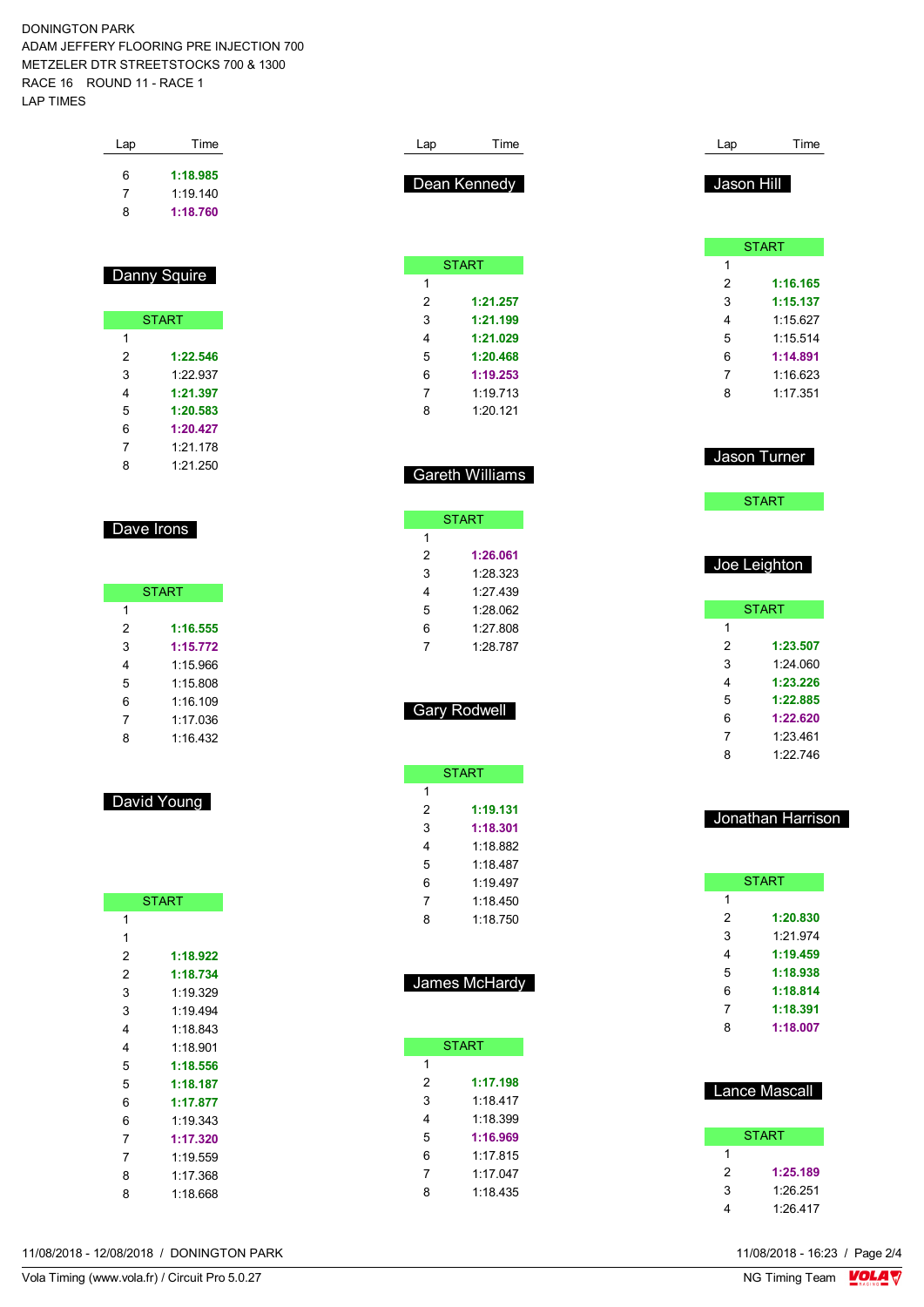DONINGTON PARK
ADAM JEFFERY FLOORING PRE INJECTION 700
METZELER DTR STREETSTOCKS 700 & 1300
RACE 16 ROUND 11 - RACE 1
LAP TIMES

| Lap | Time |
|---|---|
| 6 | **1:18.985** |
| 7 | 1:19.140 |
| 8 | **1:18.760** |

### Danny Squire

| Lap | Time |
|---|---|
| START | |
| 1 | |
| 2 | **1:22.546** |
| 3 | 1:22.937 |
| 4 | **1:21.397** |
| 5 | **1:20.583** |
| 6 | **1:20.427** |
| 7 | 1:21.178 |
| 8 | 1:21.250 |

### Dave Irons

| Lap | Time |
|---|---|
| START | |
| 1 | |
| 2 | **1:16.555** |
| 3 | **1:15.772** |
| 4 | 1:15.966 |
| 5 | 1:15.808 |
| 6 | 1:16.109 |
| 7 | 1:17.036 |
| 8 | 1:16.432 |

### David Young

| Lap | Time |
|---|---|
| START | |
| 1 | |
| 1 | |
| 2 | **1:18.922** |
| 2 | **1:18.734** |
| 3 | 1:19.329 |
| 3 | 1:19.494 |
| 4 | 1:18.843 |
| 4 | 1:18.901 |
| 5 | **1:18.556** |
| 5 | **1:18.187** |
| 6 | **1:17.877** |
| 6 | 1:19.343 |
| 7 | **1:17.320** |
| 7 | 1:19.559 |
| 8 | 1:17.368 |
| 8 | 1:18.668 |

### Dean Kennedy

| Lap | Time |
|---|---|
| START | |
| 1 | |
| 2 | **1:21.257** |
| 3 | **1:21.199** |
| 4 | **1:21.029** |
| 5 | **1:20.468** |
| 6 | **1:19.253** |
| 7 | 1:19.713 |
| 8 | 1:20.121 |

### Gareth Williams

| Lap | Time |
|---|---|
| START | |
| 1 | |
| 2 | **1:26.061** |
| 3 | 1:28.323 |
| 4 | 1:27.439 |
| 5 | 1:28.062 |
| 6 | 1:27.808 |
| 7 | 1:28.787 |

### Gary Rodwell

| Lap | Time |
|---|---|
| START | |
| 1 | |
| 2 | **1:19.131** |
| 3 | **1:18.301** |
| 4 | 1:18.882 |
| 5 | 1:18.487 |
| 6 | 1:19.497 |
| 7 | 1:18.450 |
| 8 | 1:18.750 |

### James McHardy

| Lap | Time |
|---|---|
| START | |
| 1 | |
| 2 | **1:17.198** |
| 3 | 1:18.417 |
| 4 | 1:18.399 |
| 5 | **1:16.969** |
| 6 | 1:17.815 |
| 7 | 1:17.047 |
| 8 | 1:18.435 |

### Jason Hill

| Lap | Time |
|---|---|
| START | |
| 1 | |
| 2 | **1:16.165** |
| 3 | **1:15.137** |
| 4 | 1:15.627 |
| 5 | 1:15.514 |
| 6 | **1:14.891** |
| 7 | 1:16.623 |
| 8 | 1:17.351 |

### Jason Turner

| Lap | Time |
|---|---|
| START | |

### Joe Leighton

| Lap | Time |
|---|---|
| START | |
| 1 | |
| 2 | **1:23.507** |
| 3 | 1:24.060 |
| 4 | **1:23.226** |
| 5 | **1:22.885** |
| 6 | **1:22.620** |
| 7 | 1:23.461 |
| 8 | 1:22.746 |

### Jonathan Harrison

| Lap | Time |
|---|---|
| START | |
| 1 | |
| 2 | **1:20.830** |
| 3 | 1:21.974 |
| 4 | **1:19.459** |
| 5 | **1:18.938** |
| 6 | **1:18.814** |
| 7 | **1:18.391** |
| 8 | **1:18.007** |

### Lance Mascall

| Lap | Time |
|---|---|
| START | |
| 1 | |
| 2 | **1:25.189** |
| 3 | 1:26.251 |
| 4 | 1:26.417 |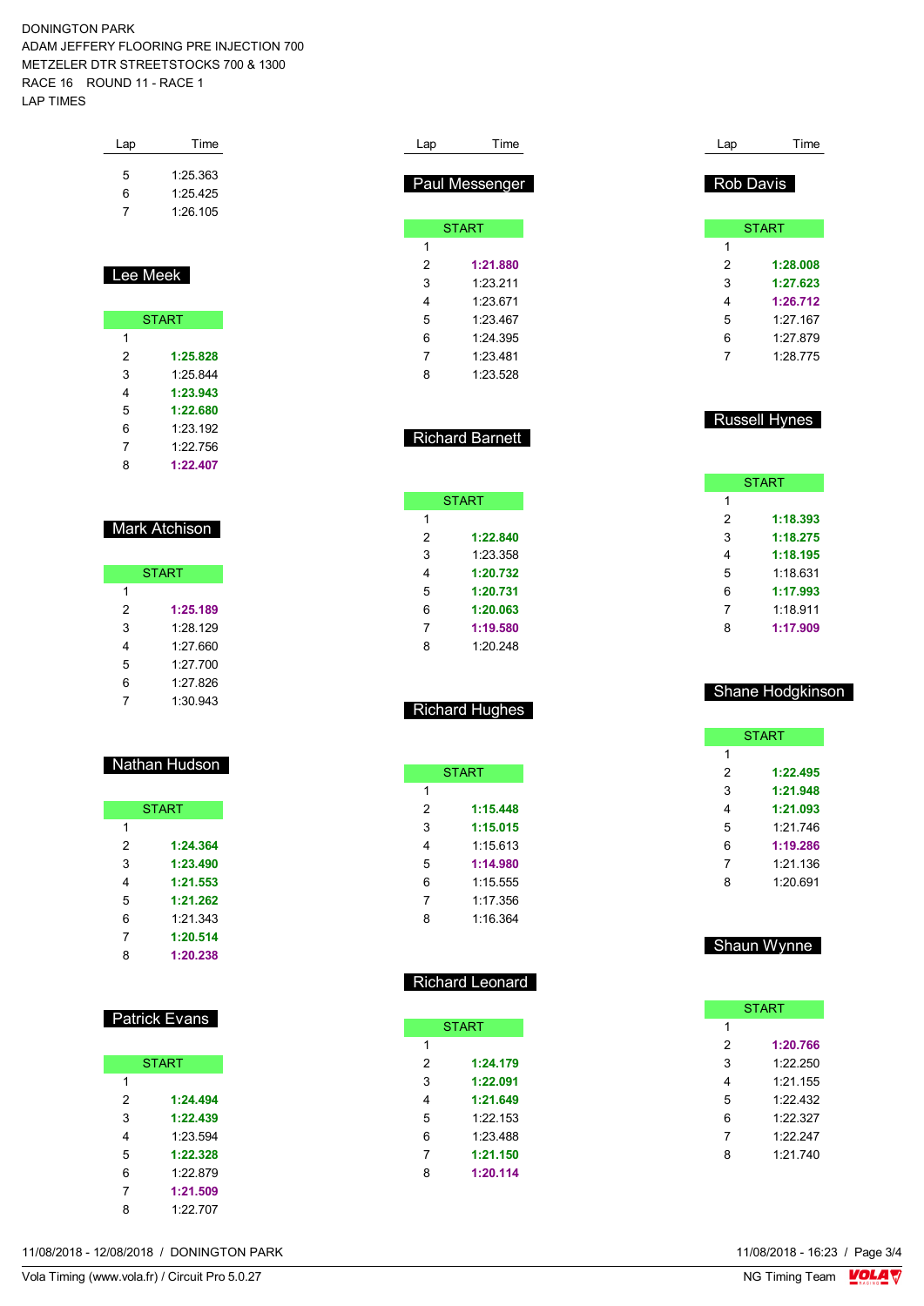DONINGTON PARK
ADAM JEFFERY FLOORING PRE INJECTION 700
METZELER DTR STREETSTOCKS 700 & 1300
RACE 16    ROUND 11 - RACE 1
LAP TIMES

| Lap | Time |
|---|---|
| 5 | 1:25.363 |
| 6 | 1:25.425 |
| 7 | 1:26.105 |

## Lee Meek

| Lap | Time |
|---|---|
| START | |
| 1 | |
| 2 | **1:25.828** |
| 3 | 1:25.844 |
| 4 | **1:23.943** |
| 5 | **1:22.680** |
| 6 | 1:23.192 |
| 7 | 1:22.756 |
| 8 | **1:22.407** |

## Mark Atchison

| Lap | Time |
|---|---|
| START | |
| 1 | |
| 2 | **1:25.189** |
| 3 | 1:28.129 |
| 4 | 1:27.660 |
| 5 | 1:27.700 |
| 6 | 1:27.826 |
| 7 | 1:30.943 |

## Nathan Hudson

| Lap | Time |
|---|---|
| START | |
| 1 | |
| 2 | **1:24.364** |
| 3 | **1:23.490** |
| 4 | **1:21.553** |
| 5 | **1:21.262** |
| 6 | 1:21.343 |
| 7 | **1:20.514** |
| 8 | **1:20.238** |

## Patrick Evans

| Lap | Time |
|---|---|
| START | |
| 1 | |
| 2 | **1:24.494** |
| 3 | **1:22.439** |
| 4 | 1:23.594 |
| 5 | **1:22.328** |
| 6 | 1:22.879 |
| 7 | **1:21.509** |
| 8 | 1:22.707 |

## Paul Messenger

| Lap | Time |
|---|---|
| START | |
| 1 | |
| 2 | **1:21.880** |
| 3 | 1:23.211 |
| 4 | 1:23.671 |
| 5 | 1:23.467 |
| 6 | 1:24.395 |
| 7 | 1:23.481 |
| 8 | 1:23.528 |

## Richard Barnett

| Lap | Time |
|---|---|
| START | |
| 1 | |
| 2 | **1:22.840** |
| 3 | 1:23.358 |
| 4 | **1:20.732** |
| 5 | **1:20.731** |
| 6 | **1:20.063** |
| 7 | **1:19.580** |
| 8 | 1:20.248 |

## Richard Hughes

| Lap | Time |
|---|---|
| START | |
| 1 | |
| 2 | **1:15.448** |
| 3 | **1:15.015** |
| 4 | 1:15.613 |
| 5 | **1:14.980** |
| 6 | 1:15.555 |
| 7 | 1:17.356 |
| 8 | 1:16.364 |

## Richard Leonard

| Lap | Time |
|---|---|
| START | |
| 1 | |
| 2 | **1:24.179** |
| 3 | **1:22.091** |
| 4 | **1:21.649** |
| 5 | 1:22.153 |
| 6 | 1:23.488 |
| 7 | **1:21.150** |
| 8 | **1:20.114** |

## Rob Davis

| Lap | Time |
|---|---|
| START | |
| 1 | |
| 2 | **1:28.008** |
| 3 | **1:27.623** |
| 4 | **1:26.712** |
| 5 | 1:27.167 |
| 6 | 1:27.879 |
| 7 | 1:28.775 |

## Russell Hynes

| Lap | Time |
|---|---|
| START | |
| 1 | |
| 2 | **1:18.393** |
| 3 | **1:18.275** |
| 4 | **1:18.195** |
| 5 | 1:18.631 |
| 6 | **1:17.993** |
| 7 | 1:18.911 |
| 8 | **1:17.909** |

## Shane Hodgkinson

| Lap | Time |
|---|---|
| START | |
| 1 | |
| 2 | **1:22.495** |
| 3 | **1:21.948** |
| 4 | **1:21.093** |
| 5 | 1:21.746 |
| 6 | **1:19.286** |
| 7 | 1:21.136 |
| 8 | 1:20.691 |

## Shaun Wynne

| Lap | Time |
|---|---|
| START | |
| 1 | |
| 2 | **1:20.766** |
| 3 | 1:22.250 |
| 4 | 1:21.155 |
| 5 | 1:22.432 |
| 6 | 1:22.327 |
| 7 | 1:22.247 |
| 8 | 1:21.740 |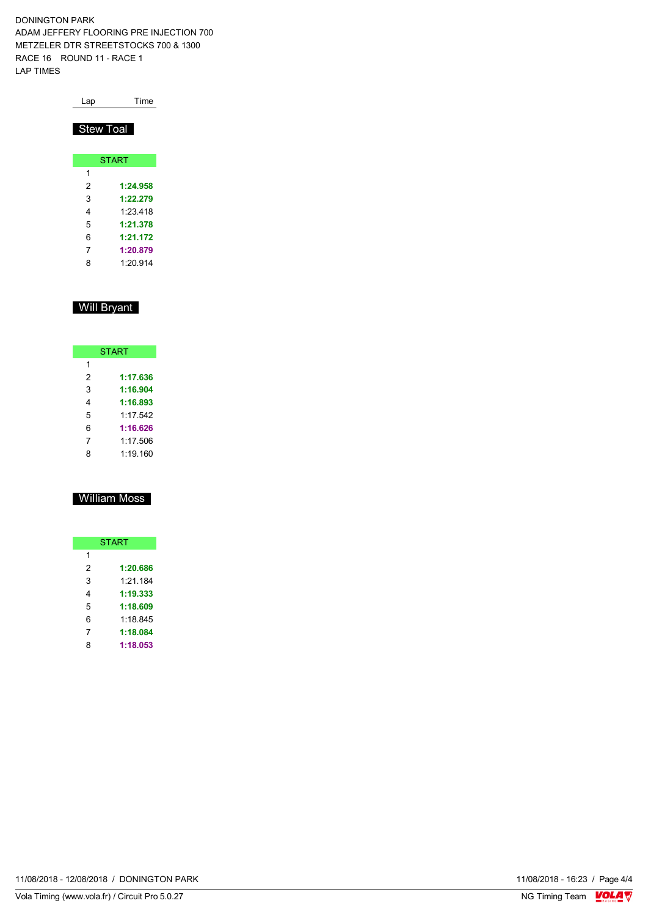DONINGTON PARK
ADAM JEFFERY FLOORING PRE INJECTION 700
METZELER DTR STREETSTOCKS 700 & 1300
RACE 16    ROUND 11 - RACE 1
LAP TIMES

## Stew Toal

| Lap | Time |
|---|---|
| START | |
| 1 | |
| 2 | **1:24.958** |
| 3 | **1:22.279** |
| 4 | 1:23.418 |
| 5 | **1:21.378** |
| 6 | **1:21.172** |
| 7 | **1:20.879** |
| 8 | 1:20.914 |

## Will Bryant

| Lap | Time |
|---|---|
| START | |
| 1 | |
| 2 | **1:17.636** |
| 3 | **1:16.904** |
| 4 | **1:16.893** |
| 5 | 1:17.542 |
| 6 | **1:16.626** |
| 7 | 1:17.506 |
| 8 | 1:19.160 |

## William Moss

| Lap | Time |
|---|---|
| START | |
| 1 | |
| 2 | **1:20.686** |
| 3 | 1:21.184 |
| 4 | **1:19.333** |
| 5 | **1:18.609** |
| 6 | 1:18.845 |
| 7 | **1:18.084** |
| 8 | **1:18.053** |

11/08/2018 - 12/08/2018 / DONINGTON PARK

Vola Timing (www.vola.fr) / Circuit Pro 5.0.27

11/08/2018 - 16:23

NG Timing Team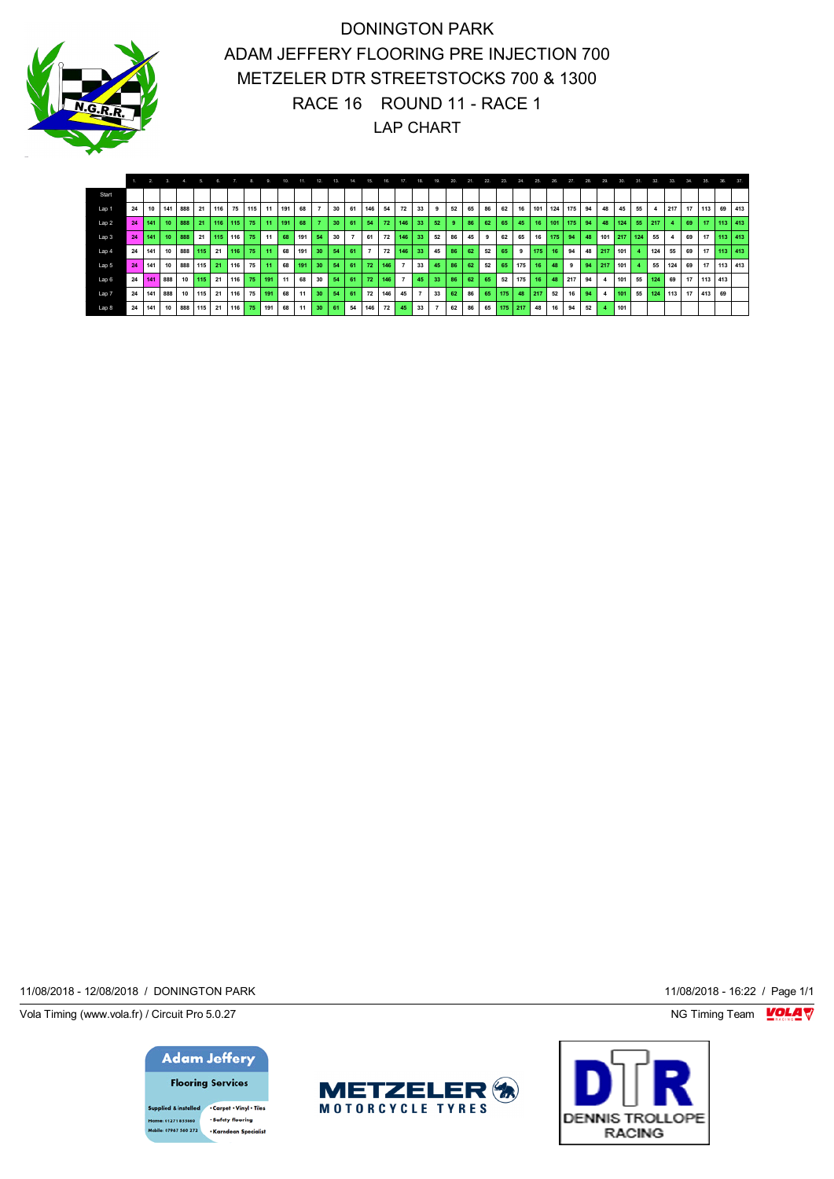# DONINGTON PARK

## ADAM JEFFERY FLOORING PRE INJECTION 700

## METZELER DTR STREETSTOCKS 700 & 1300

## RACE 16 ROUND 11 - RACE 1

## LAP CHART

| | 1. | 2. | 3. | 4. | 5. | 6. | 7. | 8. | 9. | 10. | 11. | 12. | 13. | 14. | 15. | 16. | 17. | 18. | 19. | 20. | 21. | 22. | 23. | 24. | 25. | 26. | 27. | 28. | 29. | 30. | 31. | 32. | 33. | 34. | 35. | 36. | 37. |
|---|---|---|---|---|---|---|---|---|---|---|---|---|---|---|---|---|---|---|---|---|---|---|---|---|---|---|---|---|---|---|---|---|---|---|---|---|---|
| Start | | | | | | | | | | | | | | | | | | | | | | | | | | | | | | | | | | | | | |
| Lap 1 | 24 | 10 | 141 | 888 | 21 | 116 | 75 | 115 | 11 | 191 | 68 | 7 | 30 | 61 | 146 | 54 | 72 | 33 | 9 | 52 | 65 | 86 | 62 | 16 | 101 | 124 | 175 | 94 | 48 | 45 | 55 | 4 | 217 | 17 | 113 | 69 | 413 |
| Lap 2 | 24 | 141 | 10 | 888 | 21 | 116 | 115 | 75 | 11 | 191 | 68 | 7 | 30 | 61 | 54 | 72 | 146 | 33 | 52 | 9 | 86 | 62 | 65 | 45 | 16 | 101 | 175 | 94 | 48 | 124 | 55 | 217 | 4 | 69 | 17 | 113 | 413 |
| Lap 3 | 24 | 141 | 10 | 888 | 21 | 115 | 116 | 75 | 11 | 68 | 191 | 54 | 30 | 7 | 61 | 72 | 146 | 33 | 52 | 86 | 45 | 9 | 62 | 65 | 16 | 175 | 94 | 48 | 101 | 217 | 124 | 55 | 4 | 69 | 17 | 113 | 413 |
| Lap 4 | 24 | 141 | 10 | 888 | 115 | 21 | 116 | 75 | 11 | 68 | 191 | 30 | 54 | 61 | 7 | 72 | 146 | 33 | 45 | 86 | 62 | 52 | 65 | 9 | 175 | 16 | 94 | 48 | 217 | 101 | 4 | 124 | 55 | 69 | 17 | 113 | 413 |
| Lap 5 | 24 | 141 | 10 | 888 | 115 | 21 | 116 | 75 | 11 | 68 | 191 | 30 | 54 | 61 | 72 | 146 | 7 | 33 | 45 | 86 | 62 | 52 | 65 | 175 | 16 | 48 | 9 | 94 | 217 | 101 | 4 | 55 | 124 | 69 | 17 | 113 | 413 |
| Lap 6 | 24 | 141 | 888 | 10 | 115 | 21 | 116 | 75 | 191 | 11 | 68 | 30 | 54 | 61 | 72 | 146 | 7 | 45 | 33 | 86 | 62 | 65 | 52 | 175 | 16 | 48 | 217 | 94 | 4 | 101 | 55 | 124 | 69 | 17 | 113 | 413 | |
| Lap 7 | 24 | 141 | 888 | 10 | 115 | 21 | 116 | 75 | 191 | 68 | 11 | 30 | 54 | 61 | 72 | 146 | 45 | 7 | 33 | 62 | 86 | 65 | 175 | 48 | 217 | 52 | 16 | 94 | 4 | 101 | 55 | 124 | 113 | 17 | 413 | 69 | |
| Lap 8 | 24 | 141 | 10 | 888 | 115 | 21 | 116 | 75 | 191 | 68 | 11 | 30 | 61 | 54 | 146 | 72 | 45 | 33 | 7 | 62 | 86 | 65 | 175 | 217 | 48 | 16 | 94 | 52 | 4 | 101 | | | | | | | |

11/08/2018 - 12/08/2018 / DONINGTON PARK

11/08/2018 - 16:22 / Page 1/1

Vola Timing (www.vola.fr) / Circuit Pro 5.0.27

NG Timing Team

Adam Jeffery Flooring Services

Supplied & installed • Carpet • Vinyl • Tiles • Safety flooring • Karndean Specialist

Home: 01271 855860 Mobile: 07967 560 272

METZELER MOTORCYCLE TYRES

DTR DENNIS TROLLOPE RACING